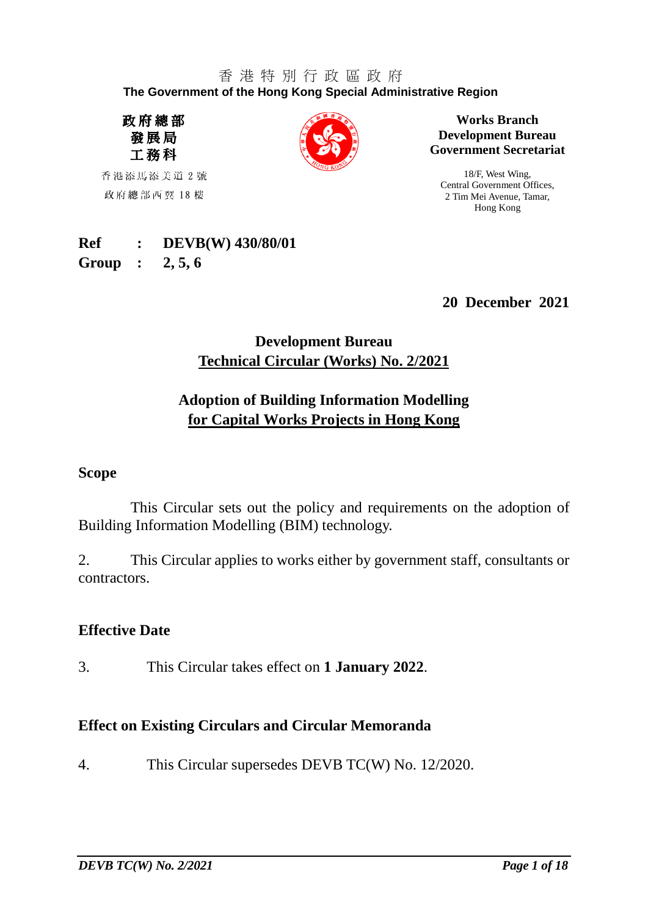香 港 特 別 行 政 區 政 府
**The Government of the Hong Kong Special Administrative Region**

**政府總部**
**發展局**
**工務科**

香港添馬添美道 2 號
政府總部西翼 18 樓

**Works Branch**
**Development Bureau**
**Government Secretariat**

18/F, West Wing,
Central Government Offices,
2 Tim Mei Avenue, Tamar,
Hong Kong

**Ref : DEVB(W) 430/80/01**
**Group : 2, 5, 6**

**20 December 2021**

# Development Bureau
# Technical Circular (Works) No. 2/2021

## Adoption of Building Information Modelling for Capital Works Projects in Hong Kong

### Scope

This Circular sets out the policy and requirements on the adoption of Building Information Modelling (BIM) technology.

2. This Circular applies to works either by government staff, consultants or contractors.

### Effective Date

3. This Circular takes effect on **1 January 2022**.

### Effect on Existing Circulars and Circular Memoranda

4. This Circular supersedes DEVB TC(W) No. 12/2020.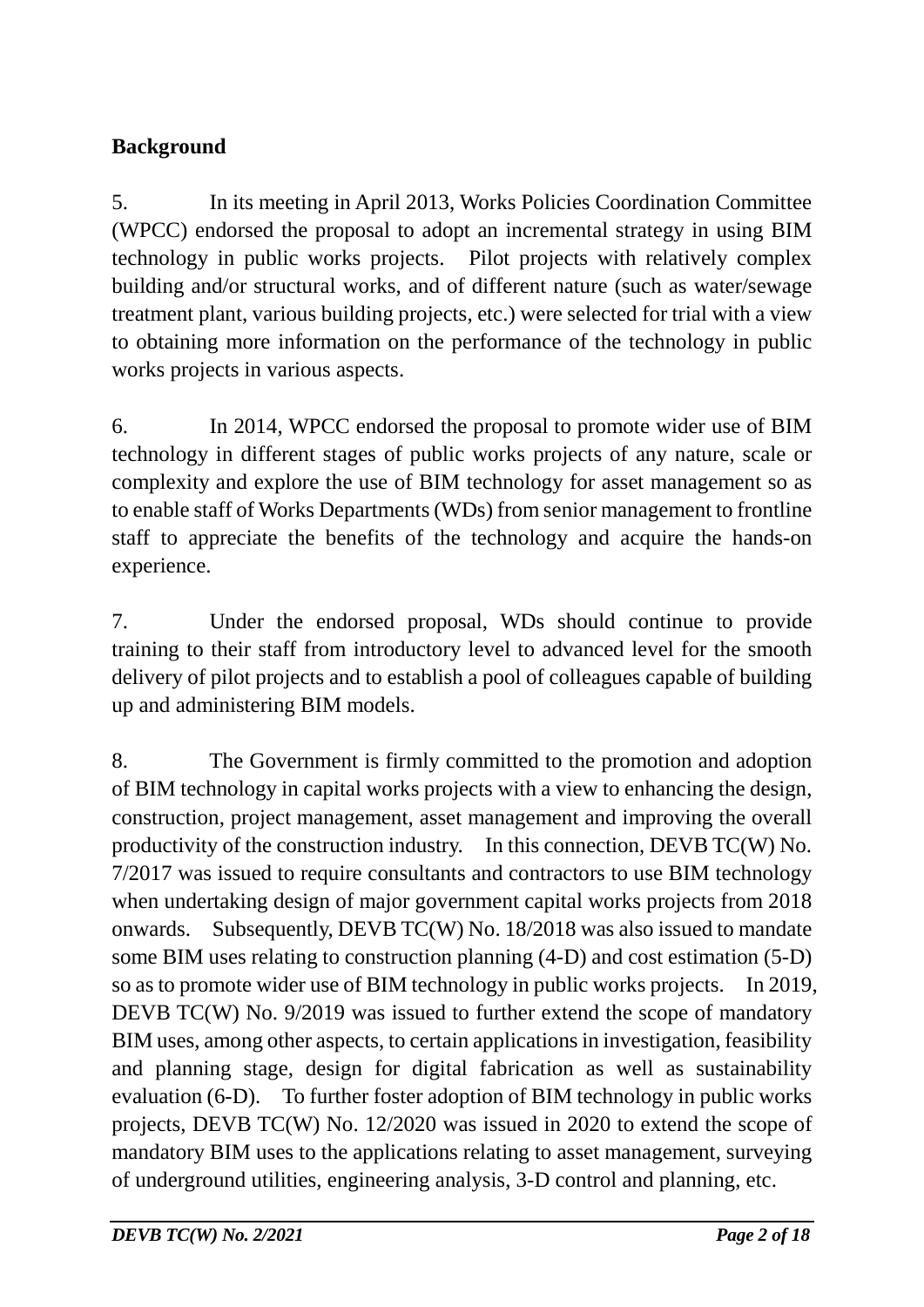**Background**

5. In its meeting in April 2013, Works Policies Coordination Committee (WPCC) endorsed the proposal to adopt an incremental strategy in using BIM technology in public works projects. Pilot projects with relatively complex building and/or structural works, and of different nature (such as water/sewage treatment plant, various building projects, etc.) were selected for trial with a view to obtaining more information on the performance of the technology in public works projects in various aspects.

6. In 2014, WPCC endorsed the proposal to promote wider use of BIM technology in different stages of public works projects of any nature, scale or complexity and explore the use of BIM technology for asset management so as to enable staff of Works Departments (WDs) from senior management to frontline staff to appreciate the benefits of the technology and acquire the hands-on experience.

7. Under the endorsed proposal, WDs should continue to provide training to their staff from introductory level to advanced level for the smooth delivery of pilot projects and to establish a pool of colleagues capable of building up and administering BIM models.

8. The Government is firmly committed to the promotion and adoption of BIM technology in capital works projects with a view to enhancing the design, construction, project management, asset management and improving the overall productivity of the construction industry. In this connection, DEVB TC(W) No. 7/2017 was issued to require consultants and contractors to use BIM technology when undertaking design of major government capital works projects from 2018 onwards. Subsequently, DEVB TC(W) No. 18/2018 was also issued to mandate some BIM uses relating to construction planning (4-D) and cost estimation (5-D) so as to promote wider use of BIM technology in public works projects. In 2019, DEVB TC(W) No. 9/2019 was issued to further extend the scope of mandatory BIM uses, among other aspects, to certain applications in investigation, feasibility and planning stage, design for digital fabrication as well as sustainability evaluation (6-D). To further foster adoption of BIM technology in public works projects, DEVB TC(W) No. 12/2020 was issued in 2020 to extend the scope of mandatory BIM uses to the applications relating to asset management, surveying of underground utilities, engineering analysis, 3-D control and planning, etc.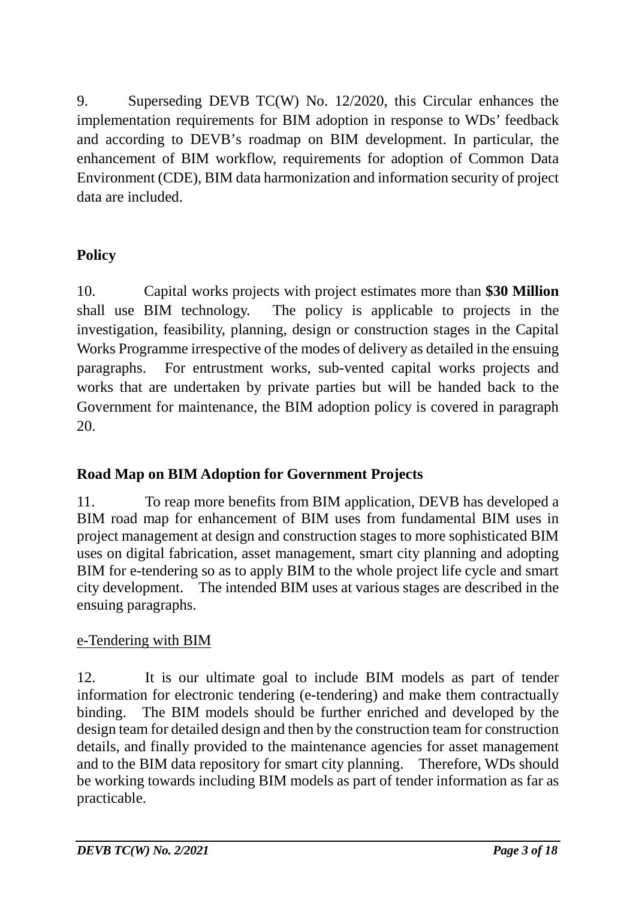9. Superseding DEVB TC(W) No. 12/2020, this Circular enhances the implementation requirements for BIM adoption in response to WDs' feedback and according to DEVB's roadmap on BIM development. In particular, the enhancement of BIM workflow, requirements for adoption of Common Data Environment (CDE), BIM data harmonization and information security of project data are included.

## Policy

10. Capital works projects with project estimates more than **$30 Million** shall use BIM technology. The policy is applicable to projects in the investigation, feasibility, planning, design or construction stages in the Capital Works Programme irrespective of the modes of delivery as detailed in the ensuing paragraphs. For entrustment works, sub-vented capital works projects and works that are undertaken by private parties but will be handed back to the Government for maintenance, the BIM adoption policy is covered in paragraph 20.

## Road Map on BIM Adoption for Government Projects

11. To reap more benefits from BIM application, DEVB has developed a BIM road map for enhancement of BIM uses from fundamental BIM uses in project management at design and construction stages to more sophisticated BIM uses on digital fabrication, asset management, smart city planning and adopting BIM for e-tendering so as to apply BIM to the whole project life cycle and smart city development. The intended BIM uses at various stages are described in the ensuing paragraphs.

### e-Tendering with BIM

12. It is our ultimate goal to include BIM models as part of tender information for electronic tendering (e-tendering) and make them contractually binding. The BIM models should be further enriched and developed by the design team for detailed design and then by the construction team for construction details, and finally provided to the maintenance agencies for asset management and to the BIM data repository for smart city planning. Therefore, WDs should be working towards including BIM models as part of tender information as far as practicable.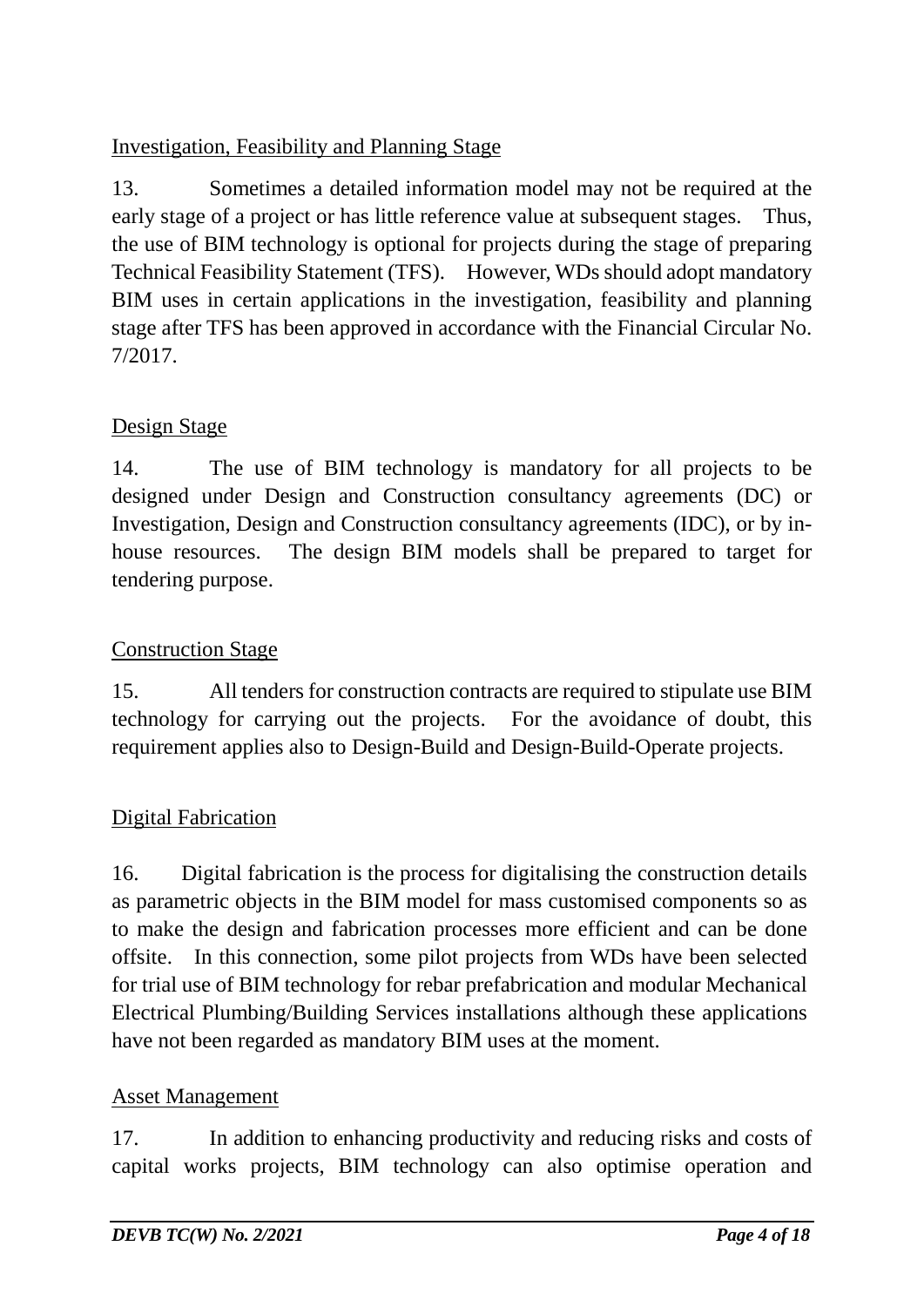<u>Investigation, Feasibility and Planning Stage</u>

13. Sometimes a detailed information model may not be required at the early stage of a project or has little reference value at subsequent stages. Thus, the use of BIM technology is optional for projects during the stage of preparing Technical Feasibility Statement (TFS). However, WDs should adopt mandatory BIM uses in certain applications in the investigation, feasibility and planning stage after TFS has been approved in accordance with the Financial Circular No. 7/2017.

<u>Design Stage</u>

14. The use of BIM technology is mandatory for all projects to be designed under Design and Construction consultancy agreements (DC) or Investigation, Design and Construction consultancy agreements (IDC), or by in-house resources. The design BIM models shall be prepared to target for tendering purpose.

<u>Construction Stage</u>

15. All tenders for construction contracts are required to stipulate use BIM technology for carrying out the projects. For the avoidance of doubt, this requirement applies also to Design-Build and Design-Build-Operate projects.

<u>Digital Fabrication</u>

16. Digital fabrication is the process for digitalising the construction details as parametric objects in the BIM model for mass customised components so as to make the design and fabrication processes more efficient and can be done offsite. In this connection, some pilot projects from WDs have been selected for trial use of BIM technology for rebar prefabrication and modular Mechanical Electrical Plumbing/Building Services installations although these applications have not been regarded as mandatory BIM uses at the moment.

<u>Asset Management</u>

17. In addition to enhancing productivity and reducing risks and costs of capital works projects, BIM technology can also optimise operation and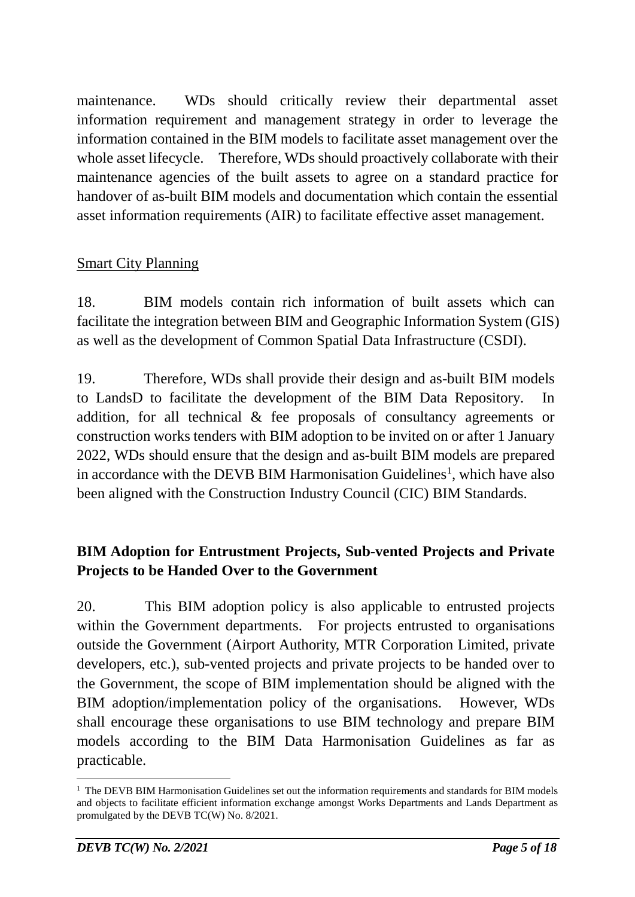maintenance. WDs should critically review their departmental asset information requirement and management strategy in order to leverage the information contained in the BIM models to facilitate asset management over the whole asset lifecycle. Therefore, WDs should proactively collaborate with their maintenance agencies of the built assets to agree on a standard practice for handover of as-built BIM models and documentation which contain the essential asset information requirements (AIR) to facilitate effective asset management.

Smart City Planning

18. BIM models contain rich information of built assets which can facilitate the integration between BIM and Geographic Information System (GIS) as well as the development of Common Spatial Data Infrastructure (CSDI).

19. Therefore, WDs shall provide their design and as-built BIM models to LandsD to facilitate the development of the BIM Data Repository. In addition, for all technical & fee proposals of consultancy agreements or construction works tenders with BIM adoption to be invited on or after 1 January 2022, WDs should ensure that the design and as-built BIM models are prepared in accordance with the DEVB BIM Harmonisation Guidelines[1], which have also been aligned with the Construction Industry Council (CIC) BIM Standards.

## BIM Adoption for Entrustment Projects, Sub-vented Projects and Private Projects to be Handed Over to the Government

20. This BIM adoption policy is also applicable to entrusted projects within the Government departments. For projects entrusted to organisations outside the Government (Airport Authority, MTR Corporation Limited, private developers, etc.), sub-vented projects and private projects to be handed over to the Government, the scope of BIM implementation should be aligned with the BIM adoption/implementation policy of the organisations. However, WDs shall encourage these organisations to use BIM technology and prepare BIM models according to the BIM Data Harmonisation Guidelines as far as practicable.

[1] The DEVB BIM Harmonisation Guidelines set out the information requirements and standards for BIM models and objects to facilitate efficient information exchange amongst Works Departments and Lands Department as promulgated by the DEVB TC(W) No. 8/2021.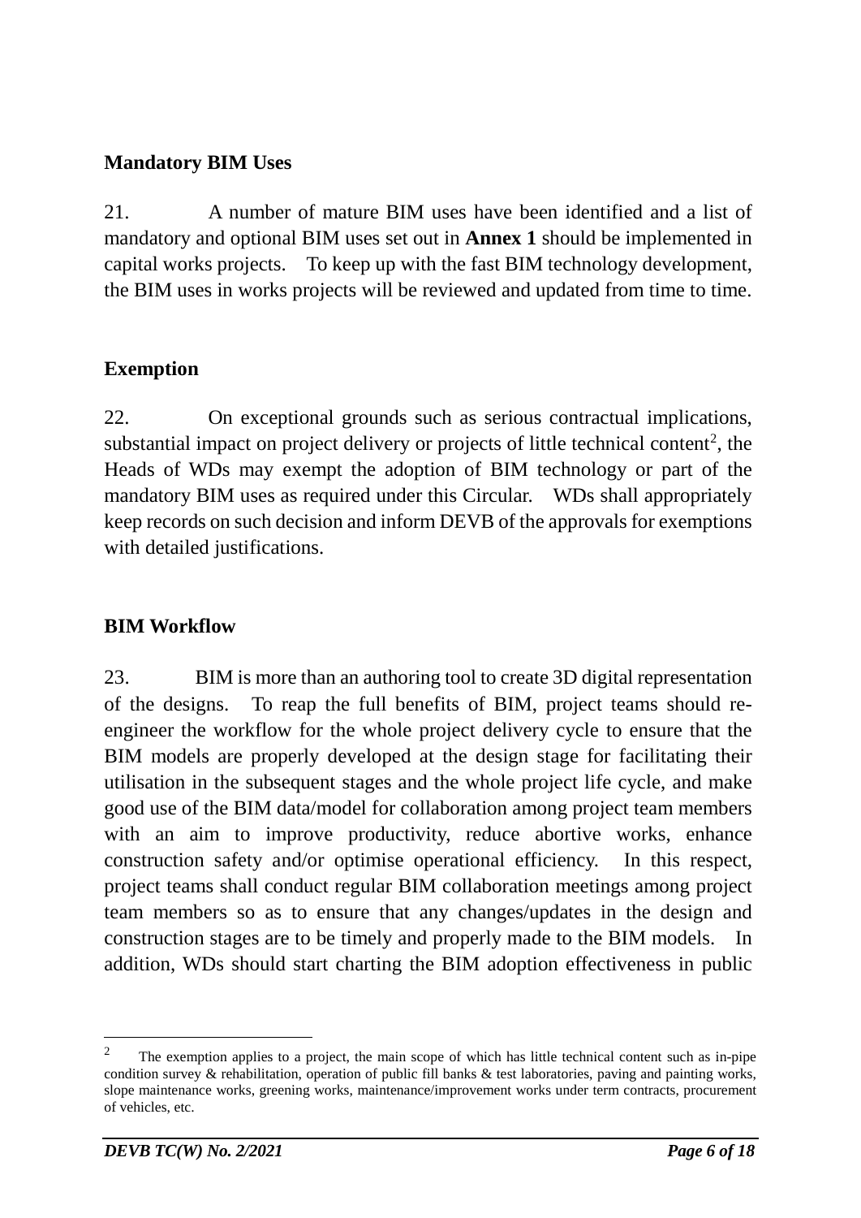## Mandatory BIM Uses

21. A number of mature BIM uses have been identified and a list of mandatory and optional BIM uses set out in **Annex 1** should be implemented in capital works projects. To keep up with the fast BIM technology development, the BIM uses in works projects will be reviewed and updated from time to time.

## Exemption

22. On exceptional grounds such as serious contractual implications, substantial impact on project delivery or projects of little technical content[2], the Heads of WDs may exempt the adoption of BIM technology or part of the mandatory BIM uses as required under this Circular. WDs shall appropriately keep records on such decision and inform DEVB of the approvals for exemptions with detailed justifications.

## BIM Workflow

23. BIM is more than an authoring tool to create 3D digital representation of the designs. To reap the full benefits of BIM, project teams should re-engineer the workflow for the whole project delivery cycle to ensure that the BIM models are properly developed at the design stage for facilitating their utilisation in the subsequent stages and the whole project life cycle, and make good use of the BIM data/model for collaboration among project team members with an aim to improve productivity, reduce abortive works, enhance construction safety and/or optimise operational efficiency. In this respect, project teams shall conduct regular BIM collaboration meetings among project team members so as to ensure that any changes/updates in the design and construction stages are to be timely and properly made to the BIM models. In addition, WDs should start charting the BIM adoption effectiveness in public

---

[2] The exemption applies to a project, the main scope of which has little technical content such as in-pipe condition survey & rehabilitation, operation of public fill banks & test laboratories, paving and painting works, slope maintenance works, greening works, maintenance/improvement works under term contracts, procurement of vehicles, etc.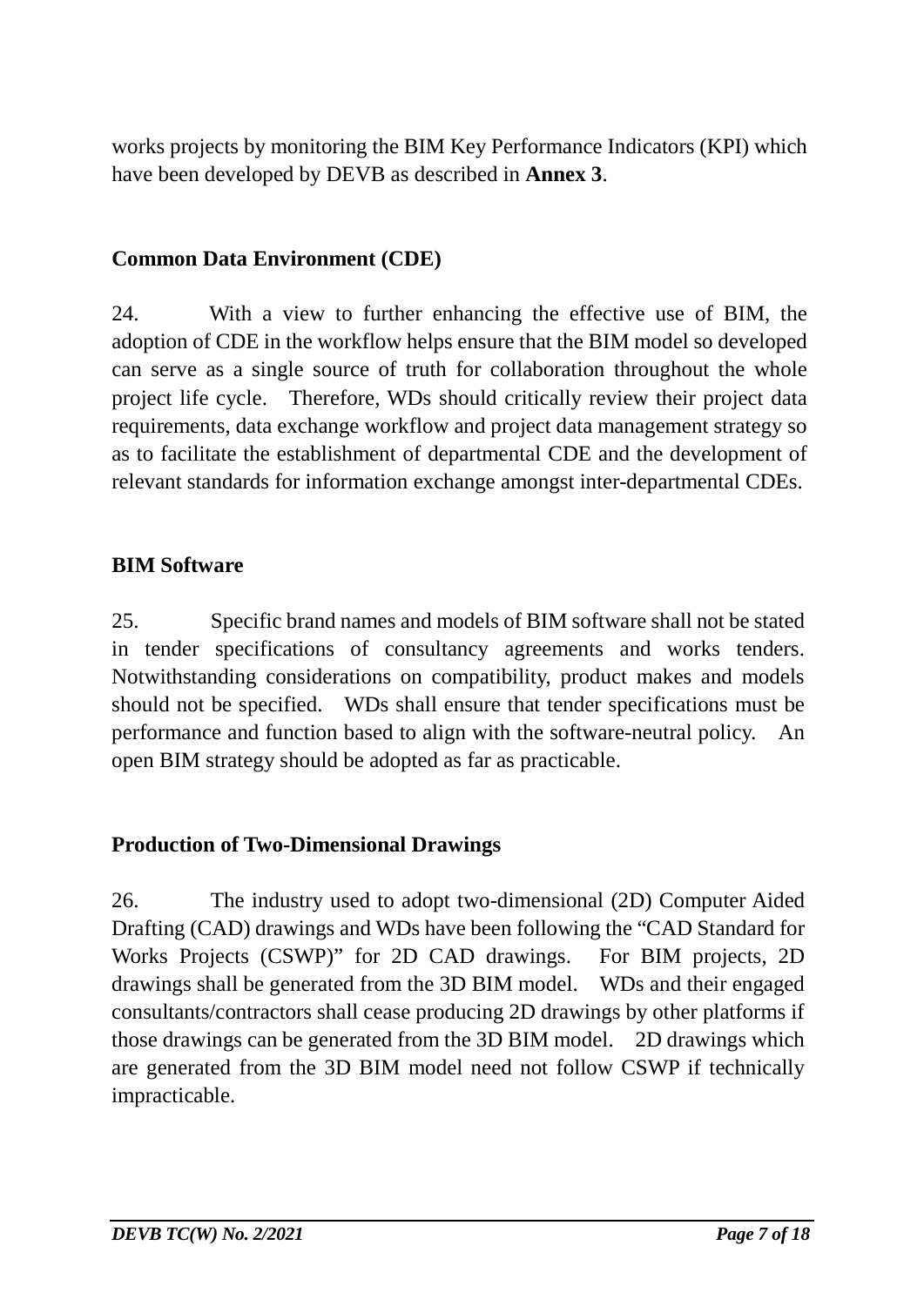works projects by monitoring the BIM Key Performance Indicators (KPI) which have been developed by DEVB as described in **Annex 3**.

**Common Data Environment (CDE)**

24. With a view to further enhancing the effective use of BIM, the adoption of CDE in the workflow helps ensure that the BIM model so developed can serve as a single source of truth for collaboration throughout the whole project life cycle. Therefore, WDs should critically review their project data requirements, data exchange workflow and project data management strategy so as to facilitate the establishment of departmental CDE and the development of relevant standards for information exchange amongst inter-departmental CDEs.

**BIM Software**

25. Specific brand names and models of BIM software shall not be stated in tender specifications of consultancy agreements and works tenders. Notwithstanding considerations on compatibility, product makes and models should not be specified. WDs shall ensure that tender specifications must be performance and function based to align with the software-neutral policy. An open BIM strategy should be adopted as far as practicable.

**Production of Two-Dimensional Drawings**

26. The industry used to adopt two-dimensional (2D) Computer Aided Drafting (CAD) drawings and WDs have been following the "CAD Standard for Works Projects (CSWP)" for 2D CAD drawings. For BIM projects, 2D drawings shall be generated from the 3D BIM model. WDs and their engaged consultants/contractors shall cease producing 2D drawings by other platforms if those drawings can be generated from the 3D BIM model. 2D drawings which are generated from the 3D BIM model need not follow CSWP if technically impracticable.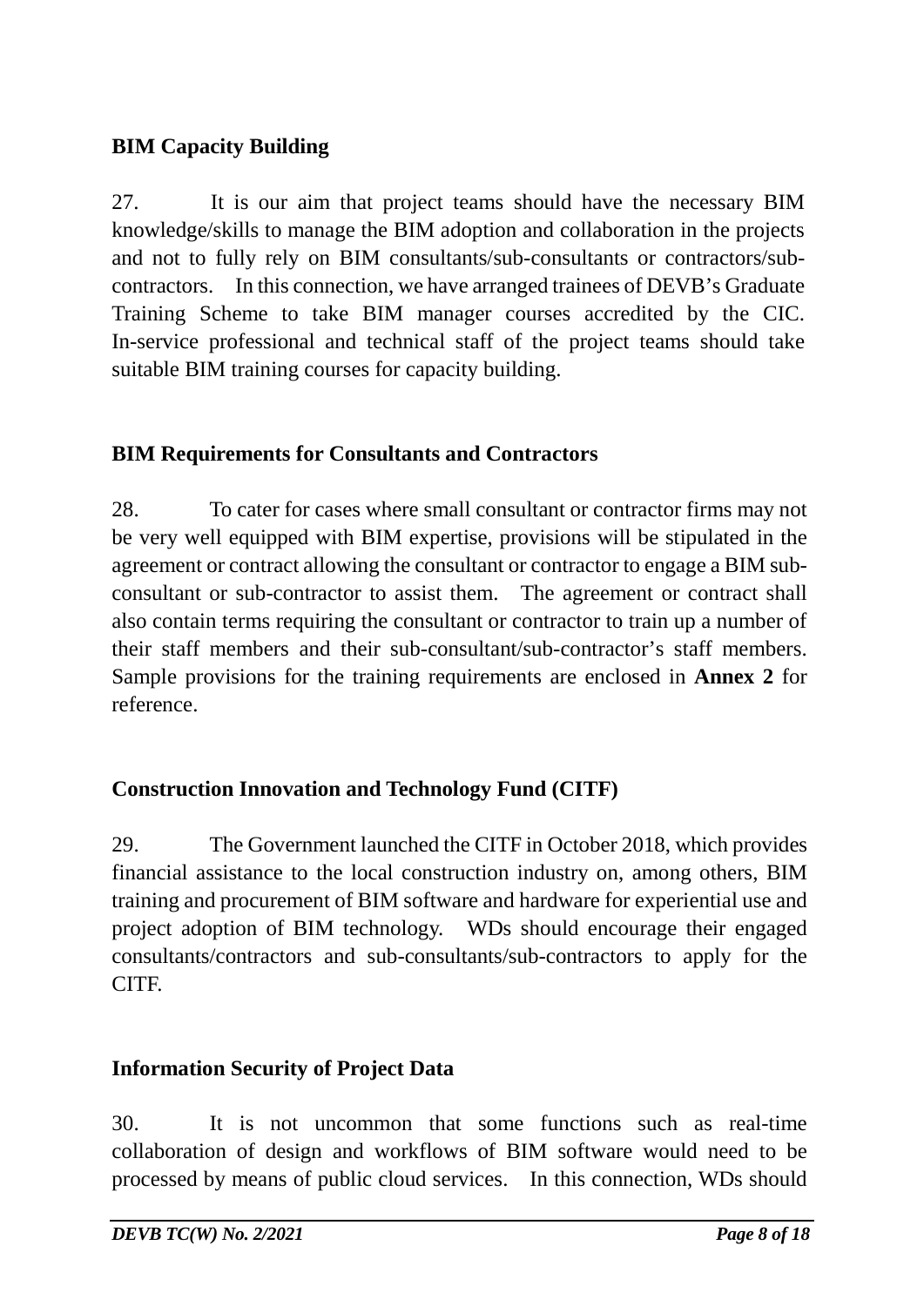**BIM Capacity Building**

27. It is our aim that project teams should have the necessary BIM knowledge/skills to manage the BIM adoption and collaboration in the projects and not to fully rely on BIM consultants/sub-consultants or contractors/sub-contractors. In this connection, we have arranged trainees of DEVB's Graduate Training Scheme to take BIM manager courses accredited by the CIC. In-service professional and technical staff of the project teams should take suitable BIM training courses for capacity building.

**BIM Requirements for Consultants and Contractors**

28. To cater for cases where small consultant or contractor firms may not be very well equipped with BIM expertise, provisions will be stipulated in the agreement or contract allowing the consultant or contractor to engage a BIM sub-consultant or sub-contractor to assist them. The agreement or contract shall also contain terms requiring the consultant or contractor to train up a number of their staff members and their sub-consultant/sub-contractor's staff members. Sample provisions for the training requirements are enclosed in **Annex 2** for reference.

**Construction Innovation and Technology Fund (CITF)**

29. The Government launched the CITF in October 2018, which provides financial assistance to the local construction industry on, among others, BIM training and procurement of BIM software and hardware for experiential use and project adoption of BIM technology. WDs should encourage their engaged consultants/contractors and sub-consultants/sub-contractors to apply for the CITF.

**Information Security of Project Data**

30. It is not uncommon that some functions such as real-time collaboration of design and workflows of BIM software would need to be processed by means of public cloud services. In this connection, WDs should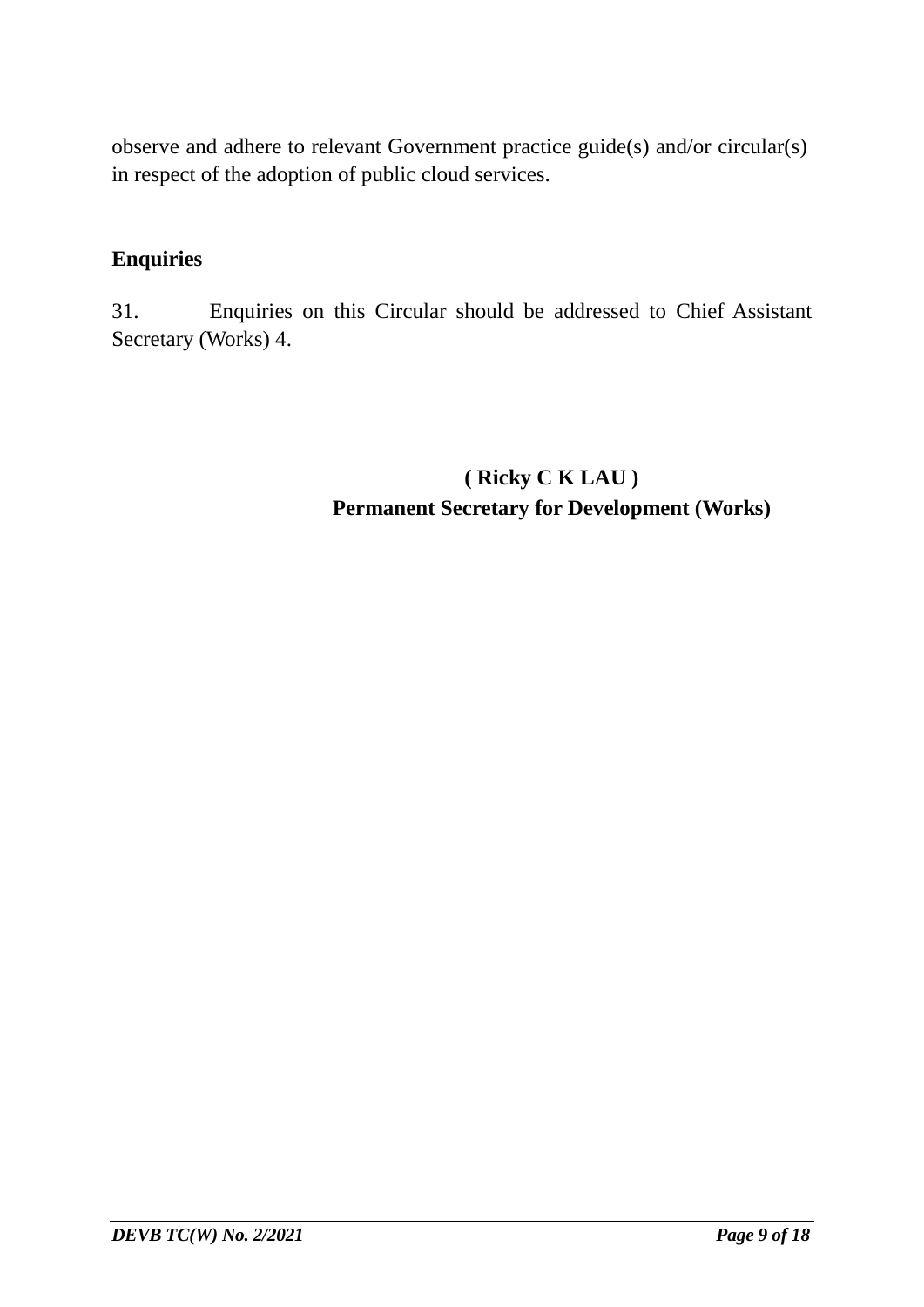observe and adhere to relevant Government practice guide(s) and/or circular(s) in respect of the adoption of public cloud services.

## Enquiries

31. Enquiries on this Circular should be addressed to Chief Assistant Secretary (Works) 4.

**( Ricky C K LAU )**
**Permanent Secretary for Development (Works)**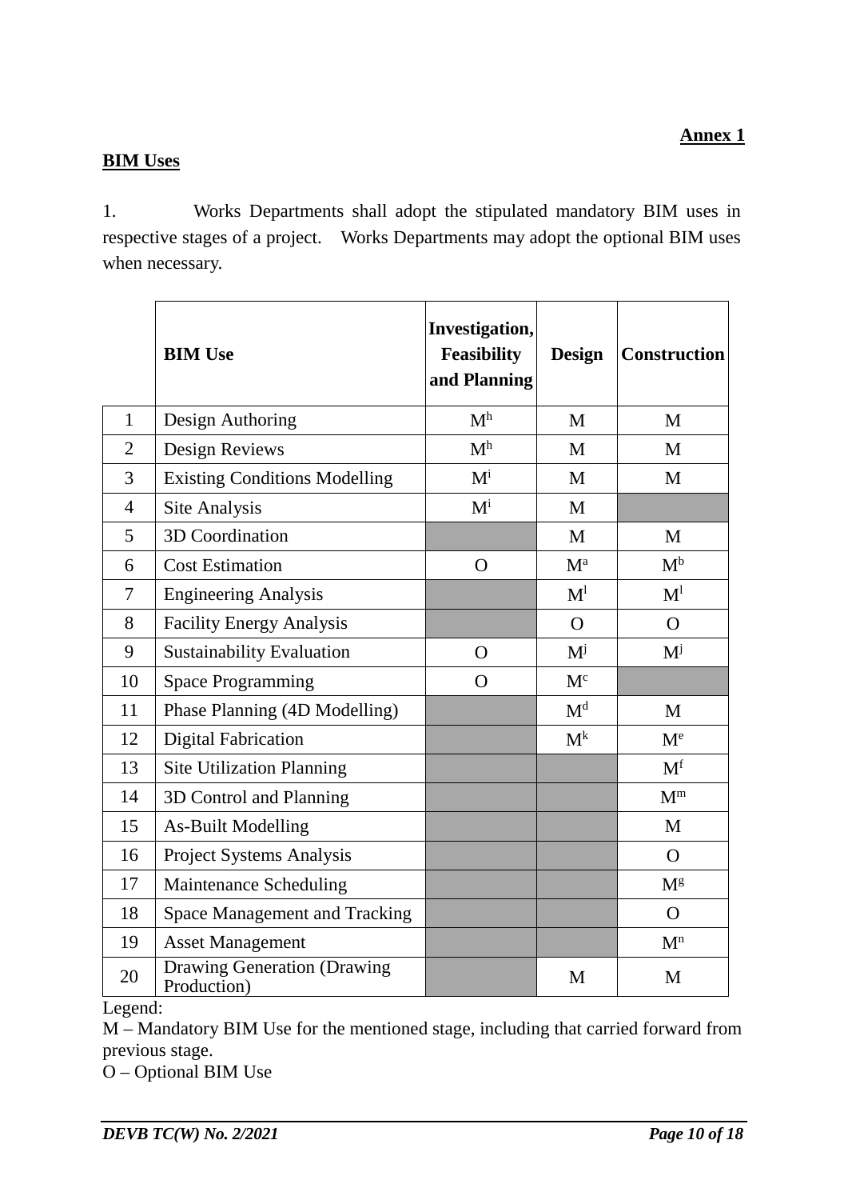**Annex 1**

**BIM Uses**

1. Works Departments shall adopt the stipulated mandatory BIM uses in respective stages of a project. Works Departments may adopt the optional BIM uses when necessary.

| | **BIM Use** | **Investigation, Feasibility and Planning** | **Design** | **Construction** |
|---|---|---|---|---|
| 1 | Design Authoring | M[h] | M | M |
| 2 | Design Reviews | M[h] | M | M |
| 3 | Existing Conditions Modelling | M[i] | M | M |
| 4 | Site Analysis | M[i] | M | |
| 5 | 3D Coordination | | M | M |
| 6 | Cost Estimation | O | M[a] | M[b] |
| 7 | Engineering Analysis | | M[l] | M[l] |
| 8 | Facility Energy Analysis | | O | O |
| 9 | Sustainability Evaluation | O | M[j] | M[j] |
| 10 | Space Programming | O | M[c] | |
| 11 | Phase Planning (4D Modelling) | | M[d] | M |
| 12 | Digital Fabrication | | M[k] | M[e] |
| 13 | Site Utilization Planning | | | M[f] |
| 14 | 3D Control and Planning | | | M[m] |
| 15 | As-Built Modelling | | | M |
| 16 | Project Systems Analysis | | | O |
| 17 | Maintenance Scheduling | | | M[g] |
| 18 | Space Management and Tracking | | | O |
| 19 | Asset Management | | | M[n] |
| 20 | Drawing Generation (Drawing Production) | | M | M |

Legend:
M – Mandatory BIM Use for the mentioned stage, including that carried forward from previous stage.
O – Optional BIM Use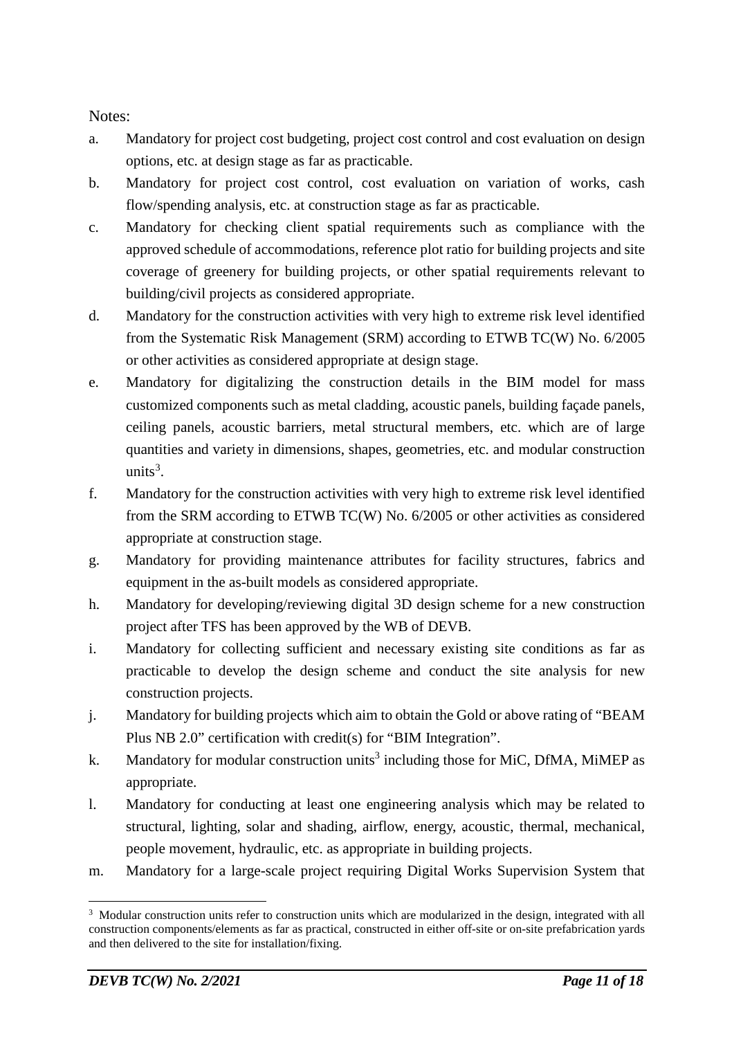Notes:

a. Mandatory for project cost budgeting, project cost control and cost evaluation on design options, etc. at design stage as far as practicable.

b. Mandatory for project cost control, cost evaluation on variation of works, cash flow/spending analysis, etc. at construction stage as far as practicable.

c. Mandatory for checking client spatial requirements such as compliance with the approved schedule of accommodations, reference plot ratio for building projects and site coverage of greenery for building projects, or other spatial requirements relevant to building/civil projects as considered appropriate.

d. Mandatory for the construction activities with very high to extreme risk level identified from the Systematic Risk Management (SRM) according to ETWB TC(W) No. 6/2005 or other activities as considered appropriate at design stage.

e. Mandatory for digitalizing the construction details in the BIM model for mass customized components such as metal cladding, acoustic panels, building façade panels, ceiling panels, acoustic barriers, metal structural members, etc. which are of large quantities and variety in dimensions, shapes, geometries, etc. and modular construction units[3].

f. Mandatory for the construction activities with very high to extreme risk level identified from the SRM according to ETWB TC(W) No. 6/2005 or other activities as considered appropriate at construction stage.

g. Mandatory for providing maintenance attributes for facility structures, fabrics and equipment in the as-built models as considered appropriate.

h. Mandatory for developing/reviewing digital 3D design scheme for a new construction project after TFS has been approved by the WB of DEVB.

i. Mandatory for collecting sufficient and necessary existing site conditions as far as practicable to develop the design scheme and conduct the site analysis for new construction projects.

j. Mandatory for building projects which aim to obtain the Gold or above rating of "BEAM Plus NB 2.0" certification with credit(s) for "BIM Integration".

k. Mandatory for modular construction units[3] including those for MiC, DfMA, MiMEP as appropriate.

l. Mandatory for conducting at least one engineering analysis which may be related to structural, lighting, solar and shading, airflow, energy, acoustic, thermal, mechanical, people movement, hydraulic, etc. as appropriate in building projects.

m. Mandatory for a large-scale project requiring Digital Works Supervision System that

---

[3] Modular construction units refer to construction units which are modularized in the design, integrated with all construction components/elements as far as practical, constructed in either off-site or on-site prefabrication yards and then delivered to the site for installation/fixing.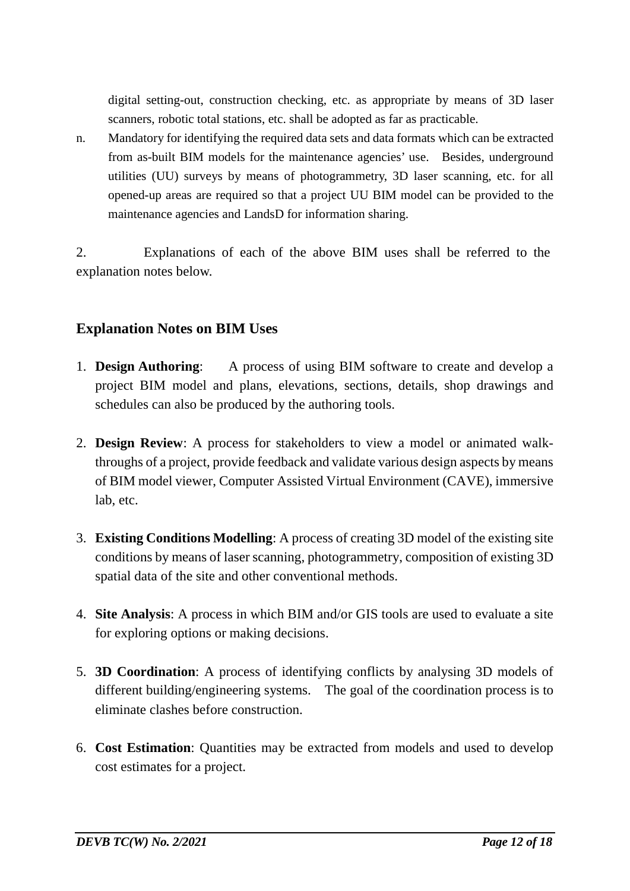digital setting-out, construction checking, etc. as appropriate by means of 3D laser scanners, robotic total stations, etc. shall be adopted as far as practicable.

n. Mandatory for identifying the required data sets and data formats which can be extracted from as-built BIM models for the maintenance agencies' use. Besides, underground utilities (UU) surveys by means of photogrammetry, 3D laser scanning, etc. for all opened-up areas are required so that a project UU BIM model can be provided to the maintenance agencies and LandsD for information sharing.

2. Explanations of each of the above BIM uses shall be referred to the explanation notes below.

## Explanation Notes on BIM Uses

1. **Design Authoring**: A process of using BIM software to create and develop a project BIM model and plans, elevations, sections, details, shop drawings and schedules can also be produced by the authoring tools.

2. **Design Review**: A process for stakeholders to view a model or animated walk-throughs of a project, provide feedback and validate various design aspects by means of BIM model viewer, Computer Assisted Virtual Environment (CAVE), immersive lab, etc.

3. **Existing Conditions Modelling**: A process of creating 3D model of the existing site conditions by means of laser scanning, photogrammetry, composition of existing 3D spatial data of the site and other conventional methods.

4. **Site Analysis**: A process in which BIM and/or GIS tools are used to evaluate a site for exploring options or making decisions.

5. **3D Coordination**: A process of identifying conflicts by analysing 3D models of different building/engineering systems. The goal of the coordination process is to eliminate clashes before construction.

6. **Cost Estimation**: Quantities may be extracted from models and used to develop cost estimates for a project.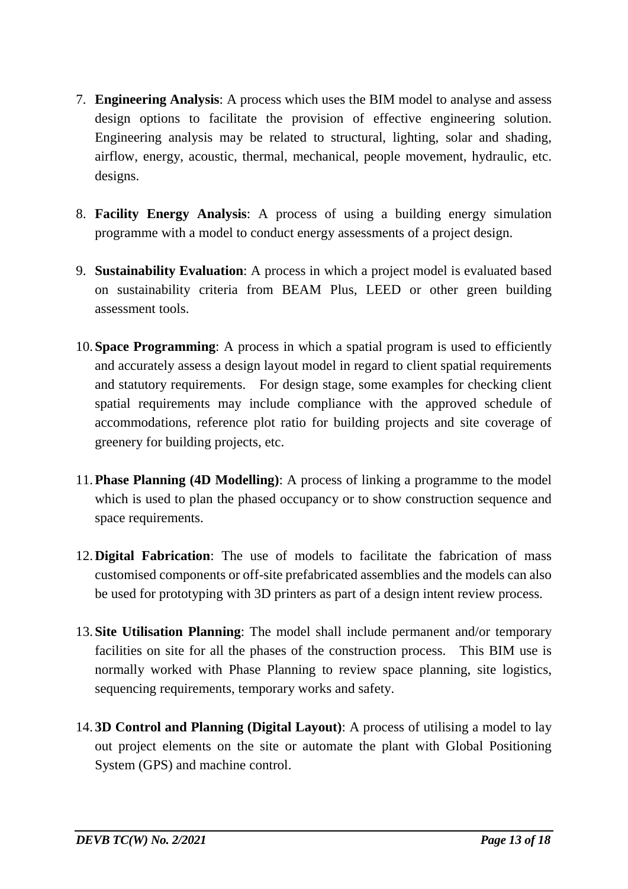7. **Engineering Analysis**: A process which uses the BIM model to analyse and assess design options to facilitate the provision of effective engineering solution. Engineering analysis may be related to structural, lighting, solar and shading, airflow, energy, acoustic, thermal, mechanical, people movement, hydraulic, etc. designs.

8. **Facility Energy Analysis**: A process of using a building energy simulation programme with a model to conduct energy assessments of a project design.

9. **Sustainability Evaluation**: A process in which a project model is evaluated based on sustainability criteria from BEAM Plus, LEED or other green building assessment tools.

10. **Space Programming**: A process in which a spatial program is used to efficiently and accurately assess a design layout model in regard to client spatial requirements and statutory requirements. For design stage, some examples for checking client spatial requirements may include compliance with the approved schedule of accommodations, reference plot ratio for building projects and site coverage of greenery for building projects, etc.

11. **Phase Planning (4D Modelling)**: A process of linking a programme to the model which is used to plan the phased occupancy or to show construction sequence and space requirements.

12. **Digital Fabrication**: The use of models to facilitate the fabrication of mass customised components or off-site prefabricated assemblies and the models can also be used for prototyping with 3D printers as part of a design intent review process.

13. **Site Utilisation Planning**: The model shall include permanent and/or temporary facilities on site for all the phases of the construction process. This BIM use is normally worked with Phase Planning to review space planning, site logistics, sequencing requirements, temporary works and safety.

14. **3D Control and Planning (Digital Layout)**: A process of utilising a model to lay out project elements on the site or automate the plant with Global Positioning System (GPS) and machine control.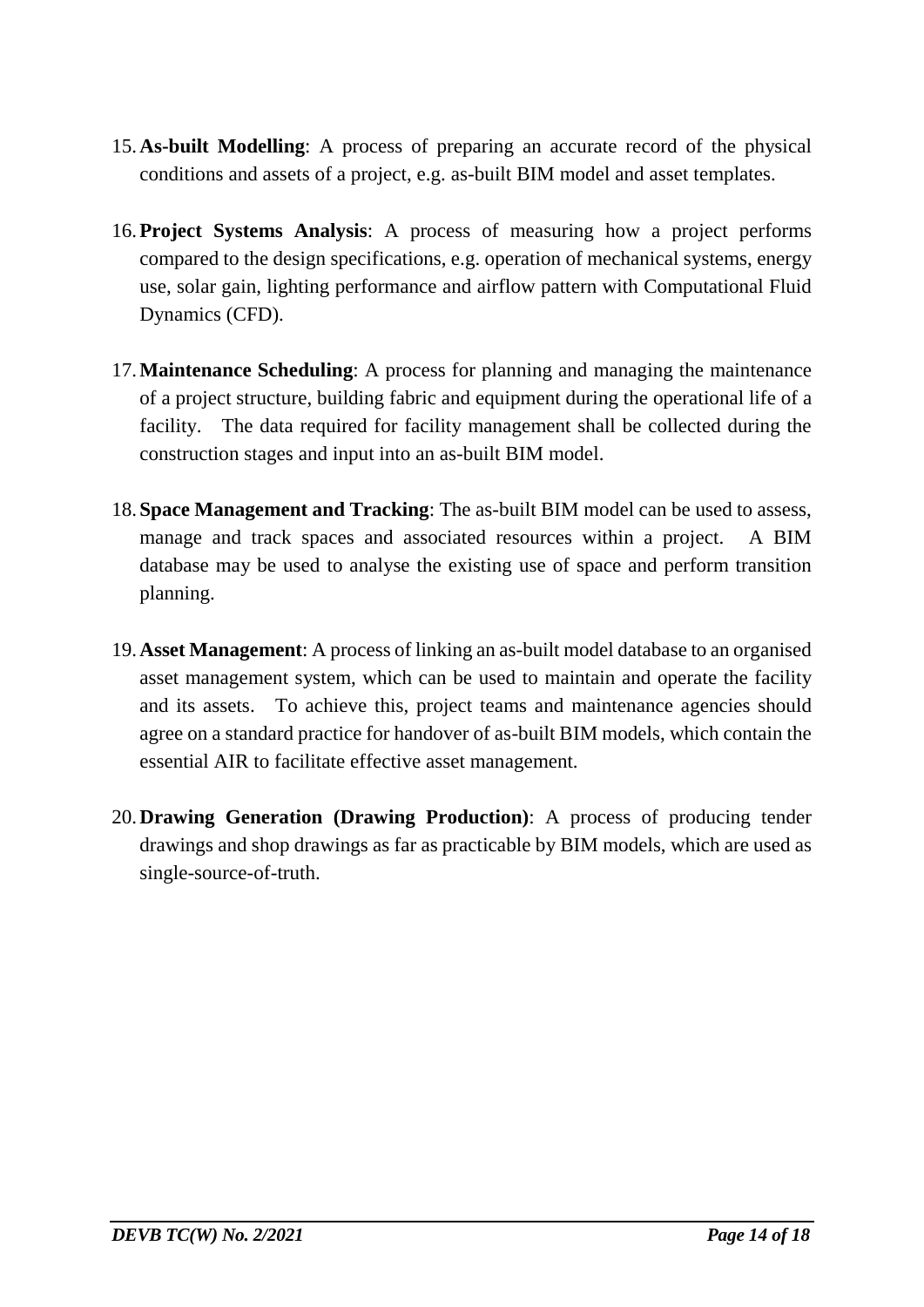15. **As-built Modelling**: A process of preparing an accurate record of the physical conditions and assets of a project, e.g. as-built BIM model and asset templates.

16. **Project Systems Analysis**: A process of measuring how a project performs compared to the design specifications, e.g. operation of mechanical systems, energy use, solar gain, lighting performance and airflow pattern with Computational Fluid Dynamics (CFD).

17. **Maintenance Scheduling**: A process for planning and managing the maintenance of a project structure, building fabric and equipment during the operational life of a facility. The data required for facility management shall be collected during the construction stages and input into an as-built BIM model.

18. **Space Management and Tracking**: The as-built BIM model can be used to assess, manage and track spaces and associated resources within a project. A BIM database may be used to analyse the existing use of space and perform transition planning.

19. **Asset Management**: A process of linking an as-built model database to an organised asset management system, which can be used to maintain and operate the facility and its assets. To achieve this, project teams and maintenance agencies should agree on a standard practice for handover of as-built BIM models, which contain the essential AIR to facilitate effective asset management.

20. **Drawing Generation (Drawing Production)**: A process of producing tender drawings and shop drawings as far as practicable by BIM models, which are used as single-source-of-truth.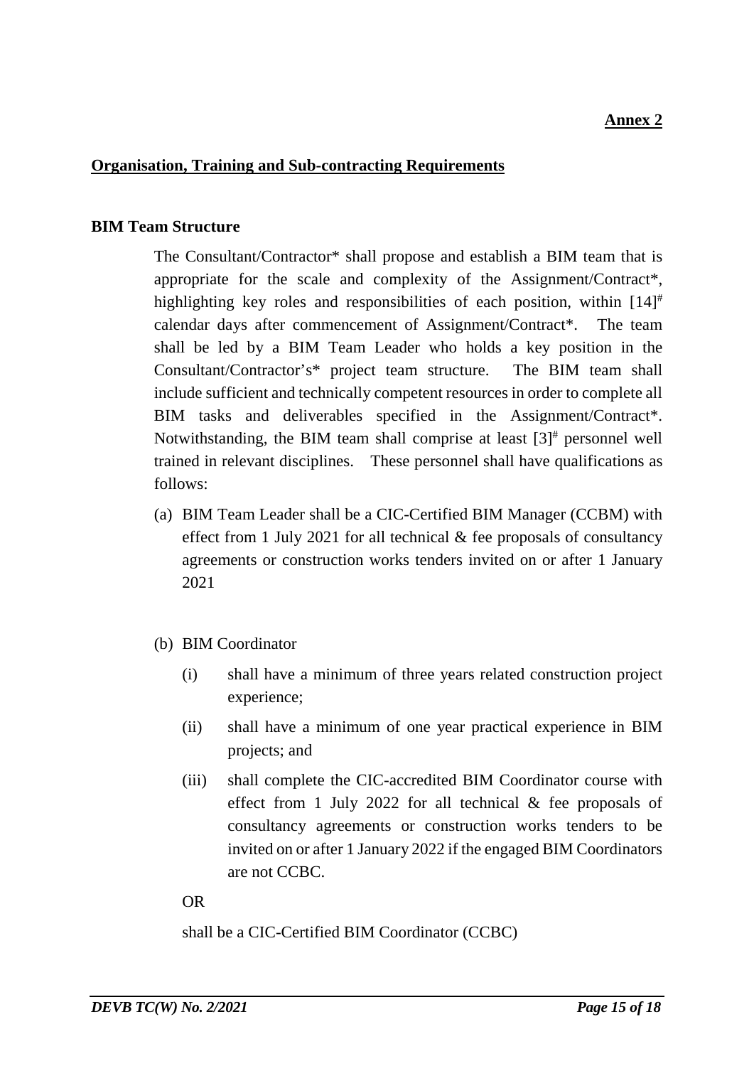**Annex 2**

## Organisation, Training and Sub-contracting Requirements

### BIM Team Structure

The Consultant/Contractor* shall propose and establish a BIM team that is appropriate for the scale and complexity of the Assignment/Contract*, highlighting key roles and responsibilities of each position, within [14]# calendar days after commencement of Assignment/Contract*. The team shall be led by a BIM Team Leader who holds a key position in the Consultant/Contractor's* project team structure. The BIM team shall include sufficient and technically competent resources in order to complete all BIM tasks and deliverables specified in the Assignment/Contract*. Notwithstanding, the BIM team shall comprise at least [3]# personnel well trained in relevant disciplines. These personnel shall have qualifications as follows:

(a) BIM Team Leader shall be a CIC-Certified BIM Manager (CCBM) with effect from 1 July 2021 for all technical & fee proposals of consultancy agreements or construction works tenders invited on or after 1 January 2021

(b) BIM Coordinator

   (i) shall have a minimum of three years related construction project experience;

   (ii) shall have a minimum of one year practical experience in BIM projects; and

   (iii) shall complete the CIC-accredited BIM Coordinator course with effect from 1 July 2022 for all technical & fee proposals of consultancy agreements or construction works tenders to be invited on or after 1 January 2022 if the engaged BIM Coordinators are not CCBC.

   OR

   shall be a CIC-Certified BIM Coordinator (CCBC)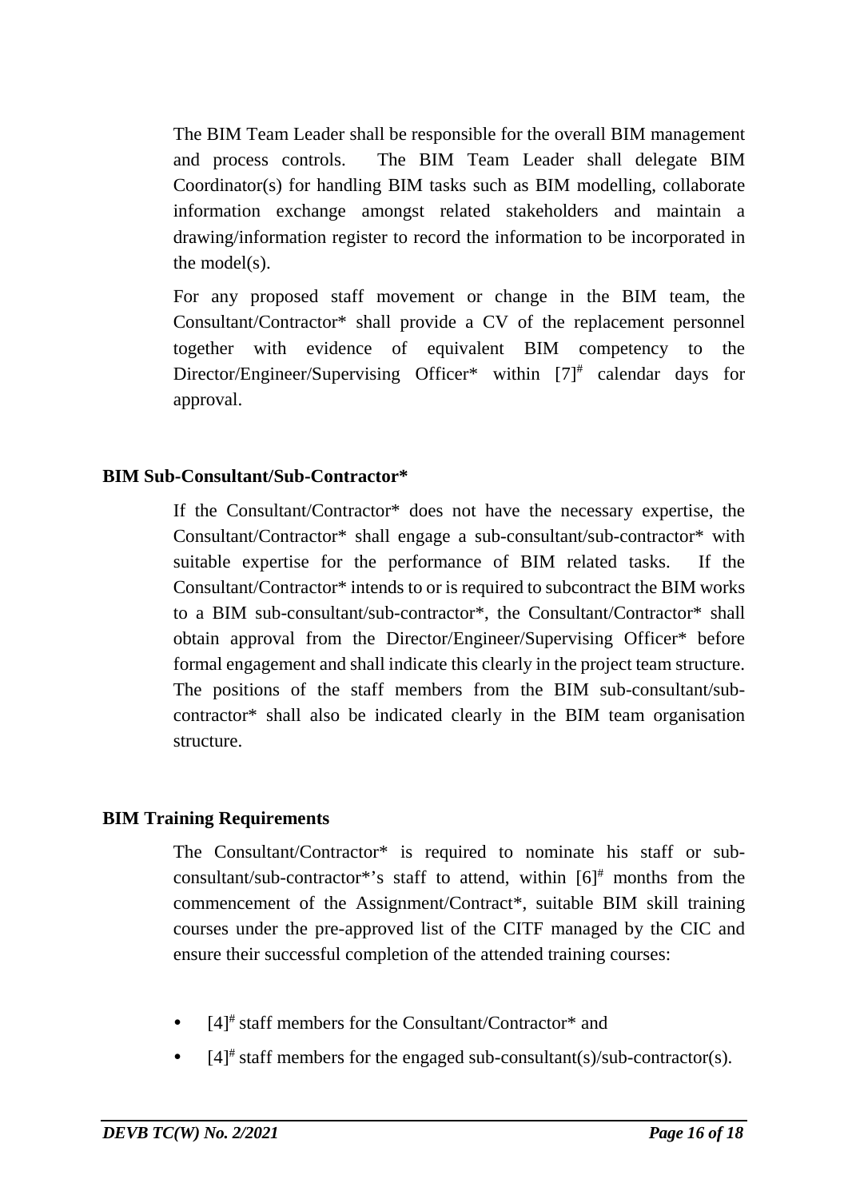The BIM Team Leader shall be responsible for the overall BIM management and process controls. The BIM Team Leader shall delegate BIM Coordinator(s) for handling BIM tasks such as BIM modelling, collaborate information exchange amongst related stakeholders and maintain a drawing/information register to record the information to be incorporated in the model(s).

For any proposed staff movement or change in the BIM team, the Consultant/Contractor* shall provide a CV of the replacement personnel together with evidence of equivalent BIM competency to the Director/Engineer/Supervising Officer* within [7]# calendar days for approval.

**BIM Sub-Consultant/Sub-Contractor***

If the Consultant/Contractor* does not have the necessary expertise, the Consultant/Contractor* shall engage a sub-consultant/sub-contractor* with suitable expertise for the performance of BIM related tasks. If the Consultant/Contractor* intends to or is required to subcontract the BIM works to a BIM sub-consultant/sub-contractor*, the Consultant/Contractor* shall obtain approval from the Director/Engineer/Supervising Officer* before formal engagement and shall indicate this clearly in the project team structure. The positions of the staff members from the BIM sub-consultant/sub-contractor* shall also be indicated clearly in the BIM team organisation structure.

**BIM Training Requirements**

The Consultant/Contractor* is required to nominate his staff or sub-consultant/sub-contractor*'s staff to attend, within [6]# months from the commencement of the Assignment/Contract*, suitable BIM skill training courses under the pre-approved list of the CITF managed by the CIC and ensure their successful completion of the attended training courses:

- [4]# staff members for the Consultant/Contractor* and
- [4]# staff members for the engaged sub-consultant(s)/sub-contractor(s).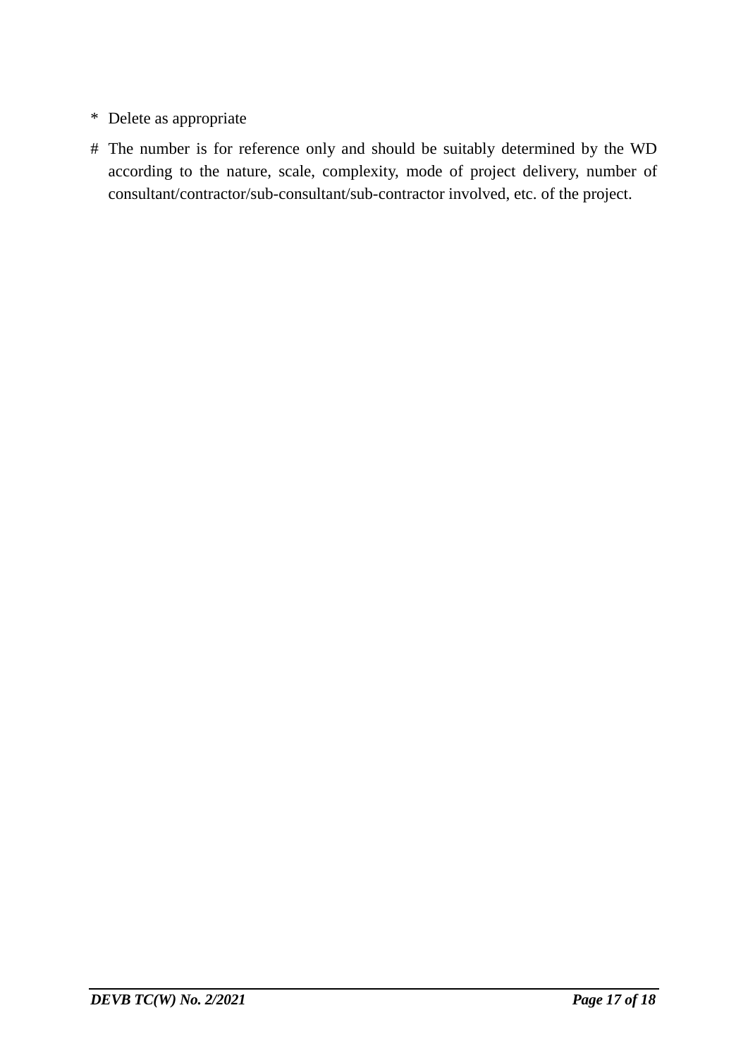\* Delete as appropriate

\# The number is for reference only and should be suitably determined by the WD according to the nature, scale, complexity, mode of project delivery, number of consultant/contractor/sub-consultant/sub-contractor involved, etc. of the project.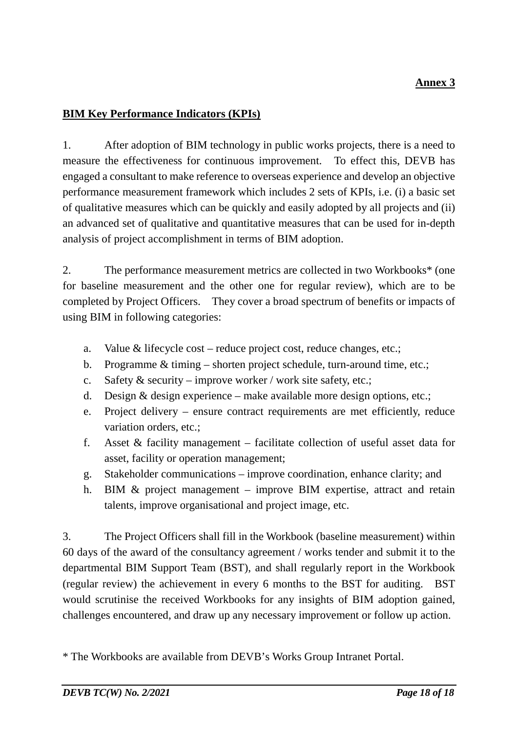**Annex 3**

**BIM Key Performance Indicators (KPIs)**

1. After adoption of BIM technology in public works projects, there is a need to measure the effectiveness for continuous improvement. To effect this, DEVB has engaged a consultant to make reference to overseas experience and develop an objective performance measurement framework which includes 2 sets of KPIs, i.e. (i) a basic set of qualitative measures which can be quickly and easily adopted by all projects and (ii) an advanced set of qualitative and quantitative measures that can be used for in-depth analysis of project accomplishment in terms of BIM adoption.

2. The performance measurement metrics are collected in two Workbooks* (one for baseline measurement and the other one for regular review), which are to be completed by Project Officers. They cover a broad spectrum of benefits or impacts of using BIM in following categories:

   a. Value & lifecycle cost – reduce project cost, reduce changes, etc.;
   b. Programme & timing – shorten project schedule, turn-around time, etc.;
   c. Safety & security – improve worker / work site safety, etc.;
   d. Design & design experience – make available more design options, etc.;
   e. Project delivery – ensure contract requirements are met efficiently, reduce variation orders, etc.;
   f. Asset & facility management – facilitate collection of useful asset data for asset, facility or operation management;
   g. Stakeholder communications – improve coordination, enhance clarity; and
   h. BIM & project management – improve BIM expertise, attract and retain talents, improve organisational and project image, etc.

3. The Project Officers shall fill in the Workbook (baseline measurement) within 60 days of the award of the consultancy agreement / works tender and submit it to the departmental BIM Support Team (BST), and shall regularly report in the Workbook (regular review) the achievement in every 6 months to the BST for auditing. BST would scrutinise the received Workbooks for any insights of BIM adoption gained, challenges encountered, and draw up any necessary improvement or follow up action.

* The Workbooks are available from DEVB's Works Group Intranet Portal.